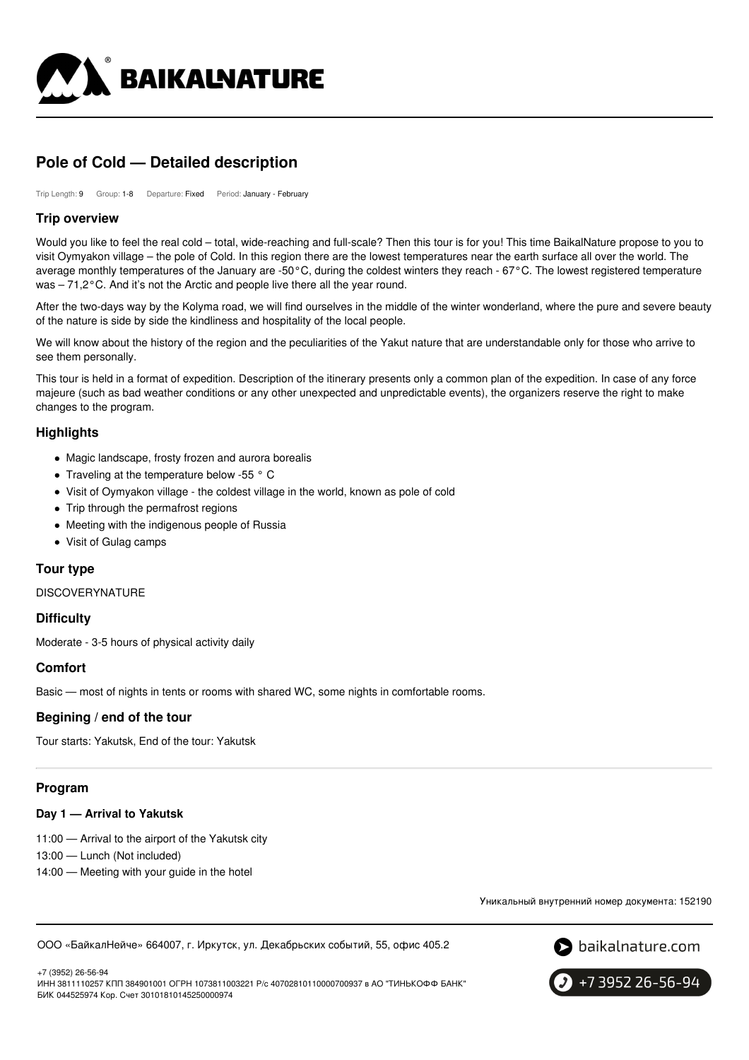# Pole of Cold — Detailed description

Trip Length: 9 Group: 1-8 Departure: Fixed Period: January - February

## Trip overview

Would you like to feel the real cold – total, wide-reaching and full-scale? Then this tour is for you! This time BaikalNature propose to you to visit Oymyakon village – the pole of Cold. In this region there are the lowest temperatures near the earth surface all over the world. The average monthly temperatures of the January are -50°C, during the coldest winters they reach - 67°C. The lowest registered temperature was – 71,2°C. And it's not the Arctic and people live there all the year round.

After the two-days way by the Kolyma road, we will find ourselves in the middle of the winter wonderland, where the pure and severe beauty of the nature is side by side the kindliness and hospitality of the local people.

We will know about the history of the region and the peculiarities of the Yakut nature that are understandable only for those who arrive to see them personally.

This tour is held in a format of expedition. Description of the itinerary presents only a common plan of the expedition. In case of any force majeure (such as bad weather conditions or any other unexpected and unpredictable events), the organizers reserve the right to make changes to the program.

## Highlights

- Magic landscape, frosty frozen and aurora borealis
- Traveling at the temperature below -55 ° C
- Visit of Oymyakon village - the coldest village in the world, known as pole of cold
- Trip through the permafrost regions
- Meeting with the indigenous people of Russia
- Visit of Gulag camps

## Tour type

DISCOVERYNATURE

## Difficulty

Moderate - 3-5 hours of physical activity daily

## Comfort

Basic — most of nights in tents or rooms with shared WC, some nights in comfortable rooms.

## Begining / end of the tour

Tour starts: Yakutsk, End of the tour: Yakutsk

## Program

### Day 1 — Arrival to Yakutsk

11:00 — Arrival to the airport of the Yakutsk city

13:00 — Lunch (Not included)

14:00 — Meeting with your guide in the hotel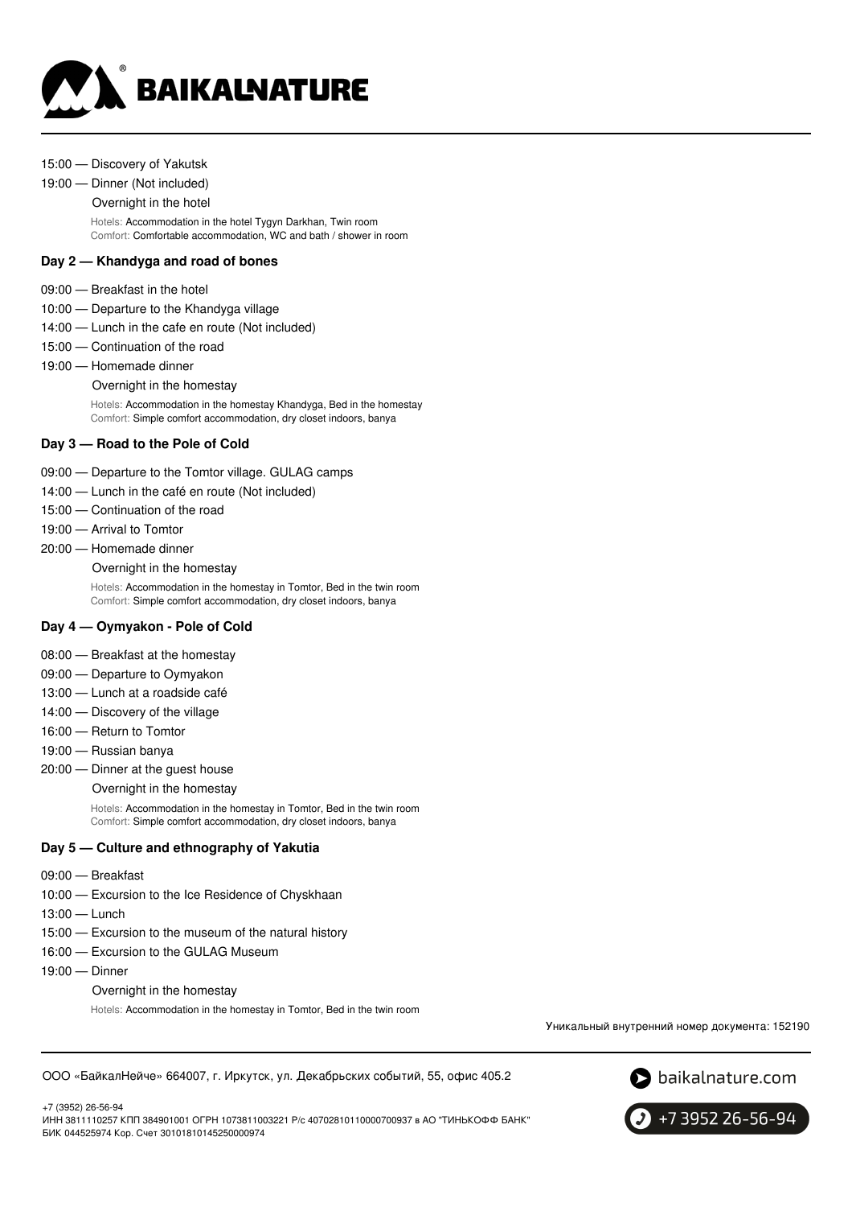15:00 — Discovery of Yakutsk

19:00 — Dinner (Not included)

Overnight in the hotel

Hotels: Accommodation in the hotel Tygyn Darkhan, Twin room
Comfort: Comfortable accommodation, WC and bath / shower in room

### Day 2 — Khandyga and road of bones

09:00 — Breakfast in the hotel

10:00 — Departure to the Khandyga village

14:00 — Lunch in the cafe en route (Not included)

15:00 — Continuation of the road

19:00 — Homemade dinner

Overnight in the homestay

Hotels: Accommodation in the homestay Khandyga, Bed in the homestay
Comfort: Simple comfort accommodation, dry closet indoors, banya

### Day 3 — Road to the Pole of Cold

09:00 — Departure to the Tomtor village. GULAG camps

14:00 — Lunch in the café en route (Not included)

15:00 — Continuation of the road

19:00 — Arrival to Tomtor

20:00 — Homemade dinner

Overnight in the homestay

Hotels: Accommodation in the homestay in Tomtor, Bed in the twin room
Comfort: Simple comfort accommodation, dry closet indoors, banya

### Day 4 — Oymyakon - Pole of Cold

08:00 — Breakfast at the homestay

09:00 — Departure to Oymyakon

13:00 — Lunch at a roadside café

14:00 — Discovery of the village

16:00 — Return to Tomtor

19:00 — Russian banya

20:00 — Dinner at the guest house

Overnight in the homestay

Hotels: Accommodation in the homestay in Tomtor, Bed in the twin room
Comfort: Simple comfort accommodation, dry closet indoors, banya

### Day 5 — Culture and ethnography of Yakutia

09:00 — Breakfast

10:00 — Excursion to the Ice Residence of Chyskhaan

13:00 — Lunch

15:00 — Excursion to the museum of the natural history

16:00 — Excursion to the GULAG Museum

19:00 — Dinner

Overnight in the homestay

Hotels: Accommodation in the homestay in Tomtor, Bed in the twin room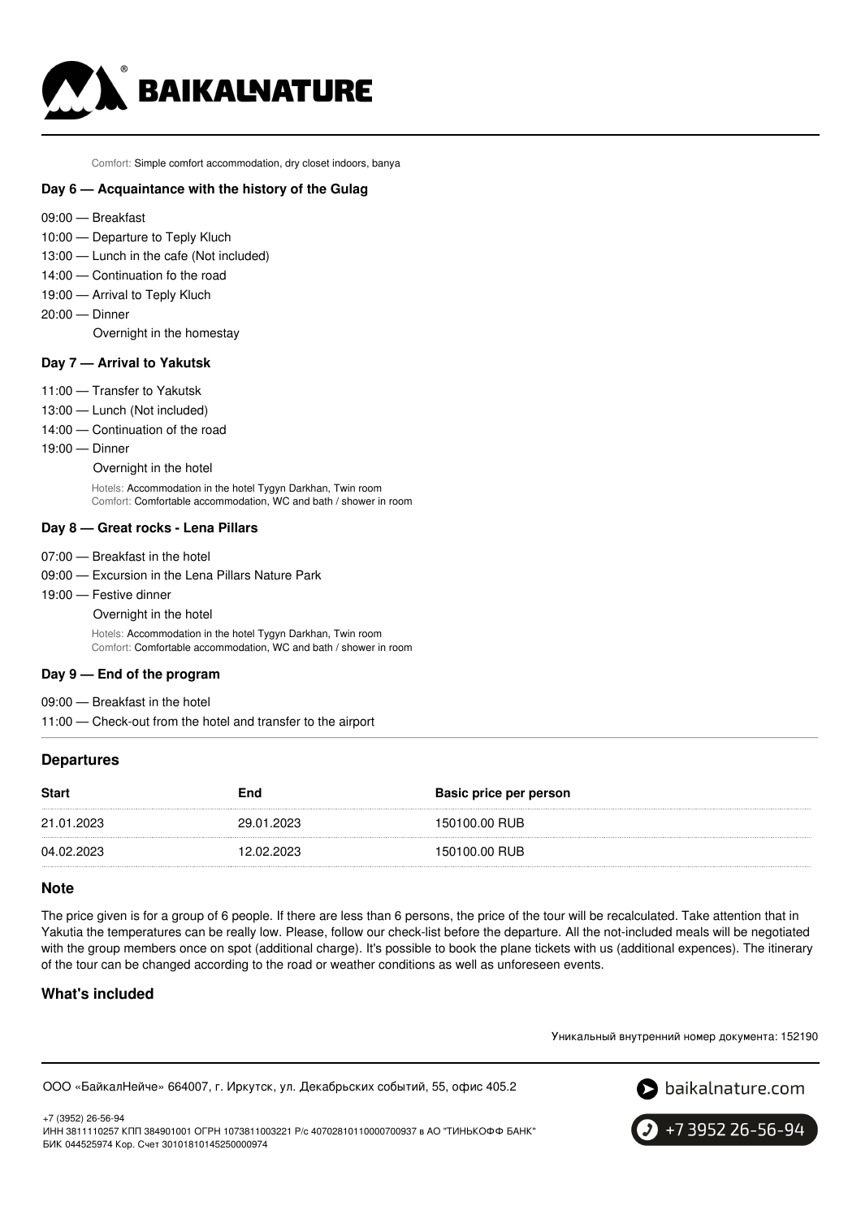Comfort: Simple comfort accommodation, dry closet indoors, banya

### Day 6 — Acquaintance with the history of the Gulag

- 09:00 — Breakfast
- 10:00 — Departure to Teply Kluch
- 13:00 — Lunch in the cafe (Not included)
- 14:00 — Continuation fo the road
- 19:00 — Arrival to Teply Kluch
- 20:00 — Dinner

Overnight in the homestay

### Day 7 — Arrival to Yakutsk

- 11:00 — Transfer to Yakutsk
- 13:00 — Lunch (Not included)
- 14:00 — Continuation of the road
- 19:00 — Dinner

Overnight in the hotel

Hotels: Accommodation in the hotel Tygyn Darkhan, Twin room
Comfort: Comfortable accommodation, WC and bath / shower in room

### Day 8 — Great rocks - Lena Pillars

- 07:00 — Breakfast in the hotel
- 09:00 — Excursion in the Lena Pillars Nature Park
- 19:00 — Festive dinner

Overnight in the hotel

Hotels: Accommodation in the hotel Tygyn Darkhan, Twin room
Comfort: Comfortable accommodation, WC and bath / shower in room

### Day 9 — End of the program

- 09:00 — Breakfast in the hotel
- 11:00 — Check-out from the hotel and transfer to the airport

## Departures

| Start | End | Basic price per person |
| --- | --- | --- |
| 21.01.2023 | 29.01.2023 | 150100.00 RUB |
| 04.02.2023 | 12.02.2023 | 150100.00 RUB |

## Note

The price given is for a group of 6 people. If there are less than 6 persons, the price of the tour will be recalculated. Take attention that in Yakutia the temperatures can be really low. Please, follow our check-list before the departure. All the not-included meals will be negotiated with the group members once on spot (additional charge). It's possible to book the plane tickets with us (additional expences). The itinerary of the tour can be changed according to the road or weather conditions as well as unforeseen events.

## What's included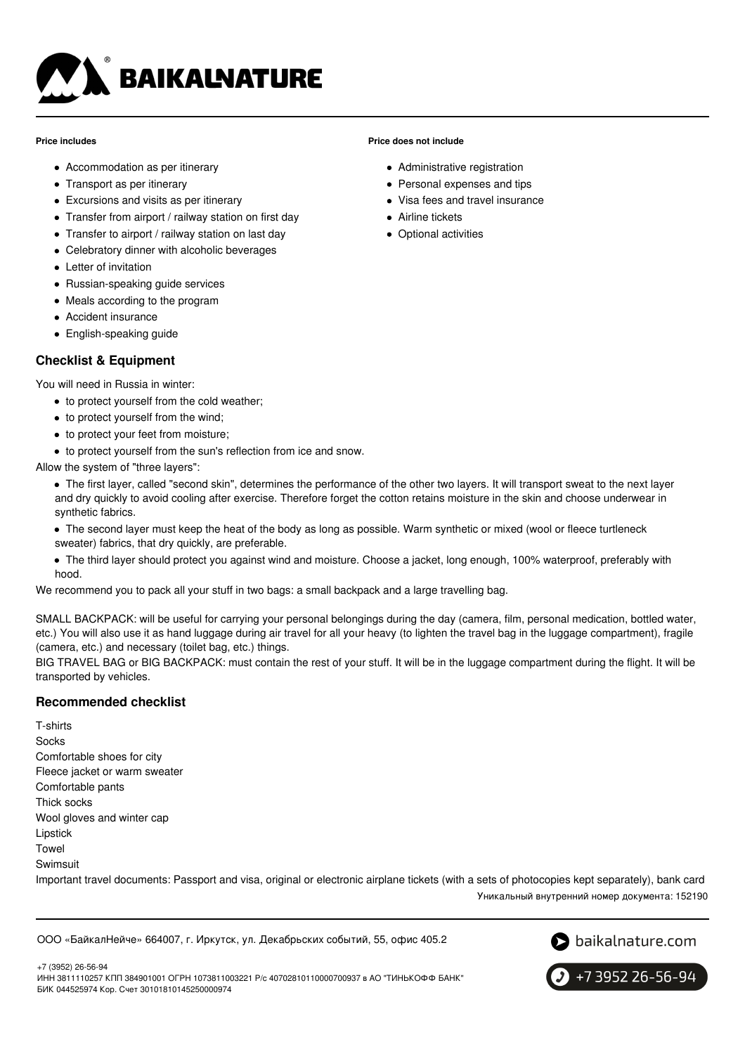**Price includes**

- Accommodation as per itinerary
- Transport as per itinerary
- Excursions and visits as per itinerary
- Transfer from airport / railway station on first day
- Transfer to airport / railway station on last day
- Celebratory dinner with alcoholic beverages
- Letter of invitation
- Russian-speaking guide services
- Meals according to the program
- Accident insurance
- English-speaking guide

**Price does not include**

- Administrative registration
- Personal expenses and tips
- Visa fees and travel insurance
- Airline tickets
- Optional activities

## Checklist & Equipment

You will need in Russia in winter:

- to protect yourself from the cold weather;
- to protect yourself from the wind;
- to protect your feet from moisture;
- to protect yourself from the sun's reflection from ice and snow.

Allow the system of "three layers":

- The first layer, called "second skin", determines the performance of the other two layers. It will transport sweat to the next layer and dry quickly to avoid cooling after exercise. Therefore forget the cotton retains moisture in the skin and choose underwear in synthetic fabrics.
- The second layer must keep the heat of the body as long as possible. Warm synthetic or mixed (wool or fleece turtleneck sweater) fabrics, that dry quickly, are preferable.
- The third layer should protect you against wind and moisture. Choose a jacket, long enough, 100% waterproof, preferably with hood.

We recommend you to pack all your stuff in two bags: a small backpack and a large travelling bag.

SMALL BACKPACK: will be useful for carrying your personal belongings during the day (camera, film, personal medication, bottled water, etc.) You will also use it as hand luggage during air travel for all your heavy (to lighten the travel bag in the luggage compartment), fragile (camera, etc.) and necessary (toilet bag, etc.) things.

BIG TRAVEL BAG or BIG BACKPACK: must contain the rest of your stuff. It will be in the luggage compartment during the flight. It will be transported by vehicles.

## Recommended checklist

T-shirts
Socks
Comfortable shoes for city
Fleece jacket or warm sweater
Comfortable pants
Thick socks
Wool gloves and winter cap
Lipstick
Towel
Swimsuit
Important travel documents: Passport and visa, original or electronic airplane tickets (with a sets of photocopies kept separately), bank card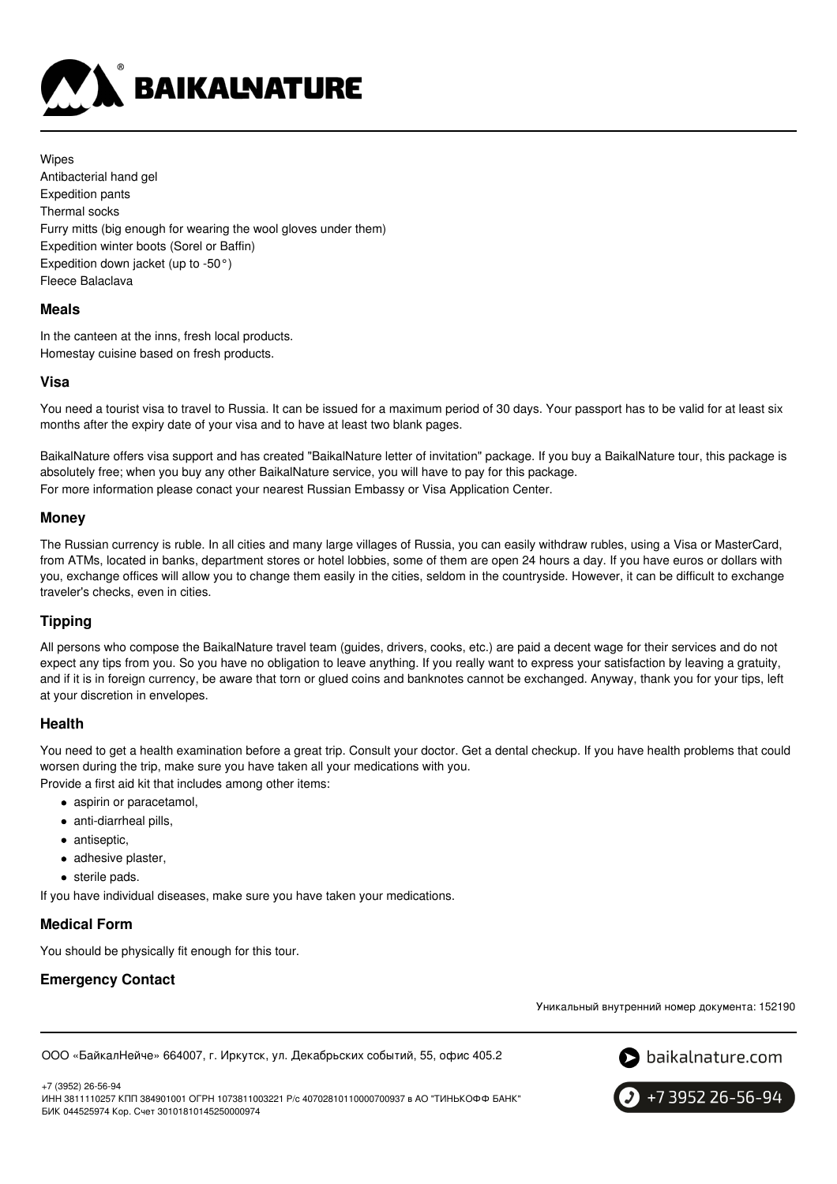Wipes
Antibacterial hand gel
Expedition pants
Thermal socks
Furry mitts (big enough for wearing the wool gloves under them)
Expedition winter boots (Sorel or Baffin)
Expedition down jacket (up to -50°)
Fleece Balaclava

### Meals

In the canteen at the inns, fresh local products.
Homestay cuisine based on fresh products.

### Visa

You need a tourist visa to travel to Russia. It can be issued for a maximum period of 30 days. Your passport has to be valid for at least six months after the expiry date of your visa and to have at least two blank pages.

BaikalNature offers visa support and has created "BaikalNature letter of invitation" package. If you buy a BaikalNature tour, this package is absolutely free; when you buy any other BaikalNature service, you will have to pay for this package.
For more information please conact your nearest Russian Embassy or Visa Application Center.

### Money

The Russian currency is ruble. In all cities and many large villages of Russia, you can easily withdraw rubles, using a Visa or MasterCard, from ATMs, located in banks, department stores or hotel lobbies, some of them are open 24 hours a day. If you have euros or dollars with you, exchange offices will allow you to change them easily in the cities, seldom in the countryside. However, it can be difficult to exchange traveler's checks, even in cities.

### Tipping

All persons who compose the BaikalNature travel team (guides, drivers, cooks, etc.) are paid a decent wage for their services and do not expect any tips from you. So you have no obligation to leave anything. If you really want to express your satisfaction by leaving a gratuity, and if it is in foreign currency, be aware that torn or glued coins and banknotes cannot be exchanged. Anyway, thank you for your tips, left at your discretion in envelopes.

### Health

You need to get a health examination before a great trip. Consult your doctor. Get a dental checkup. If you have health problems that could worsen during the trip, make sure you have taken all your medications with you.
Provide a first aid kit that includes among other items:

- aspirin or paracetamol,
- anti-diarrheal pills,
- antiseptic,
- adhesive plaster,
- sterile pads.

If you have individual diseases, make sure you have taken your medications.

### Medical Form

You should be physically fit enough for this tour.

### Emergency Contact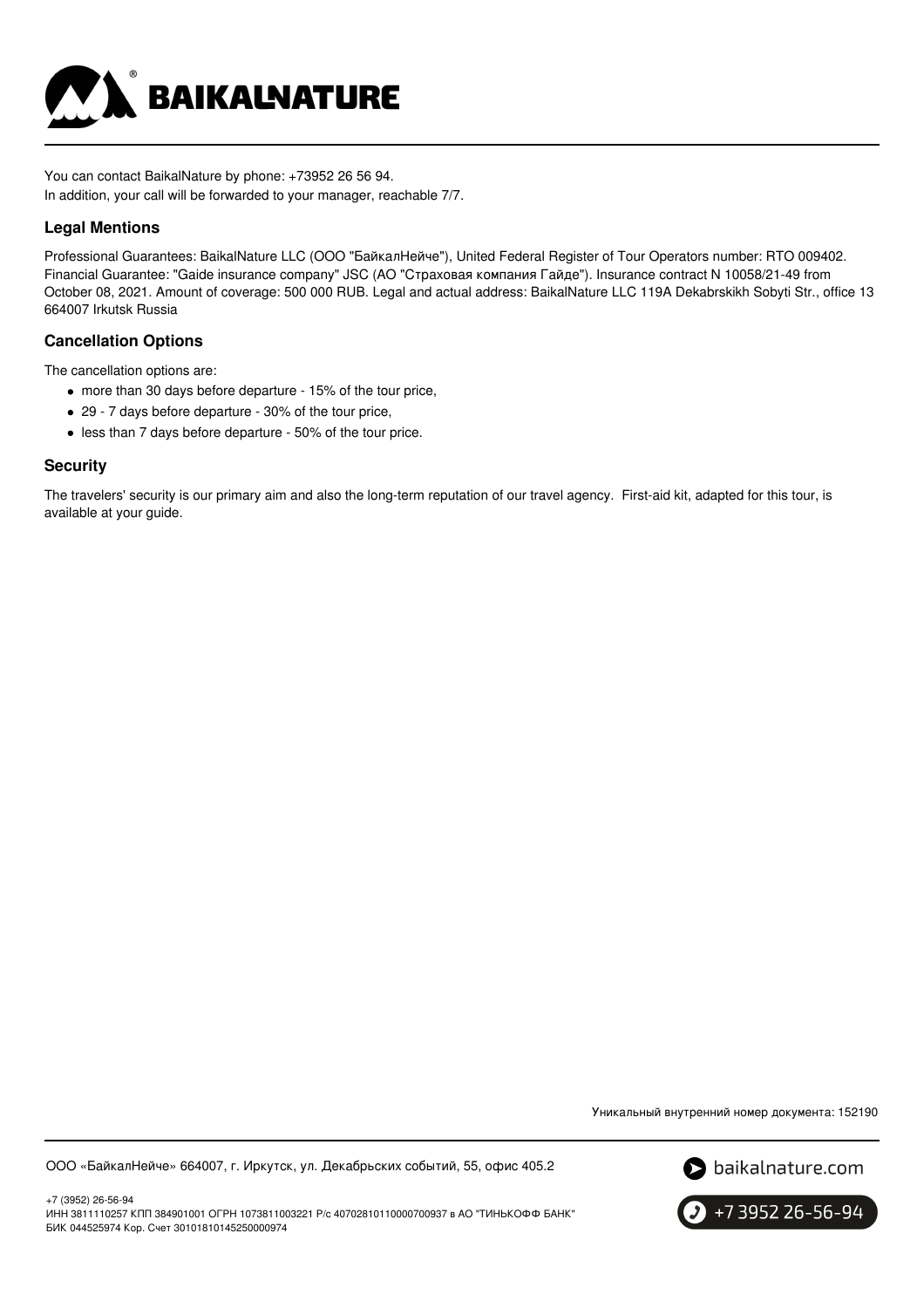You can contact BaikalNature by phone: +73952 26 56 94.
In addition, your call will be forwarded to your manager, reachable 7/7.

### Legal Mentions

Professional Guarantees: BaikalNature LLC (ООО "БайкалНейче"), United Federal Register of Tour Operators number: RTO 009402. Financial Guarantee: "Gaide insurance company" JSC (АО "Страховая компания Гайде"). Insurance contract N 10058/21-49 from October 08, 2021. Amount of coverage: 500 000 RUB. Legal and actual address: BaikalNature LLC 119A Dekabrskikh Sobyti Str., office 13 664007 Irkutsk Russia

### Cancellation Options

The cancellation options are:

- more than 30 days before departure - 15% of the tour price,
- 29 - 7 days before departure - 30% of the tour price,
- less than 7 days before departure - 50% of the tour price.

### Security

The travelers' security is our primary aim and also the long-term reputation of our travel agency. First-aid kit, adapted for this tour, is available at your guide.

Уникальный внутренний номер документа: 152190